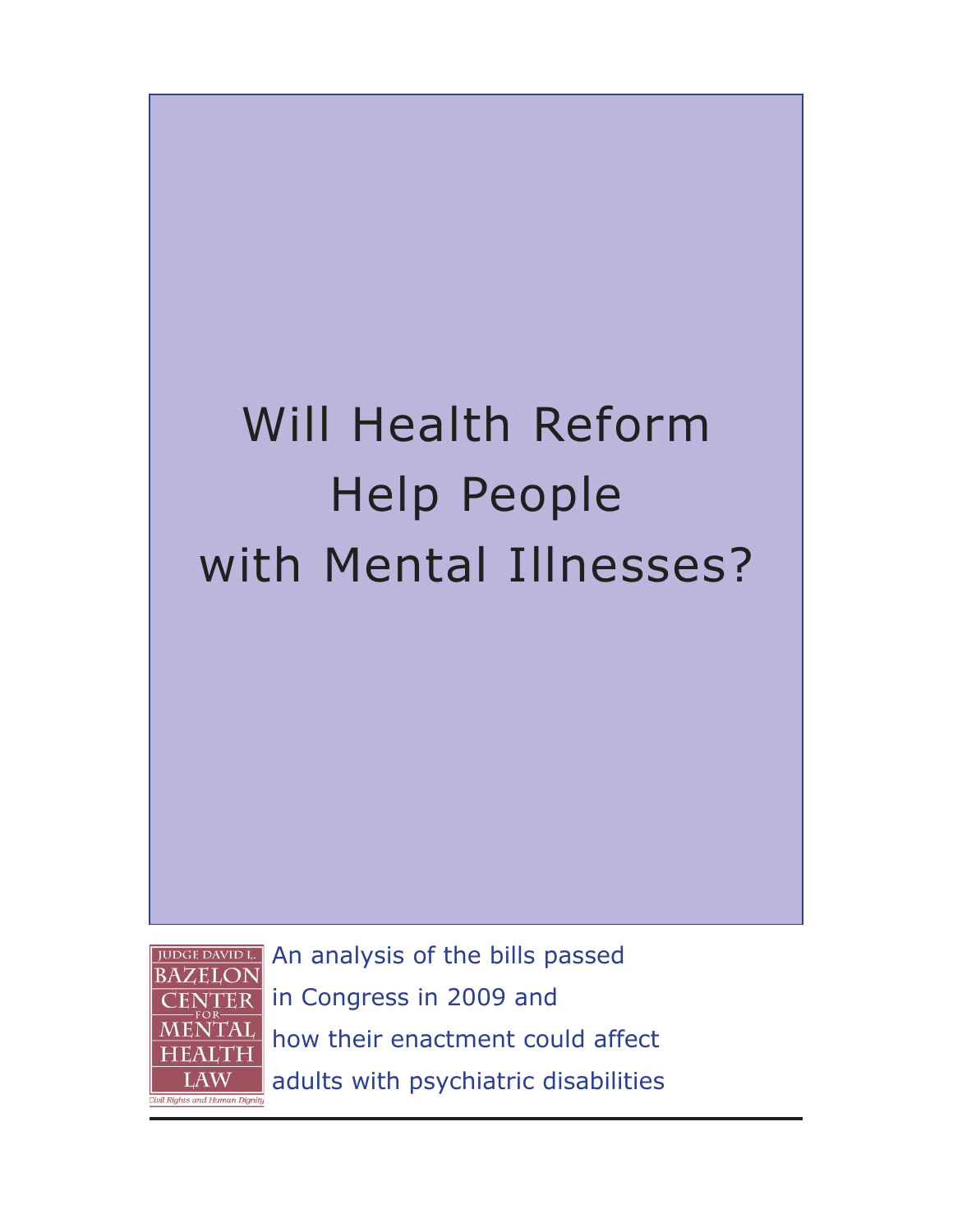# Will Health Reform Help People with Mental Illnesses?

JUDGE DAVID L. BAZELON CENTER FOR MENTAL HEALTH LAW

*Civil Rights and Human Dignity*

An analysis of the bills passed in Congress in 2009 and how their enactment could affect adults with psychiatric disabilities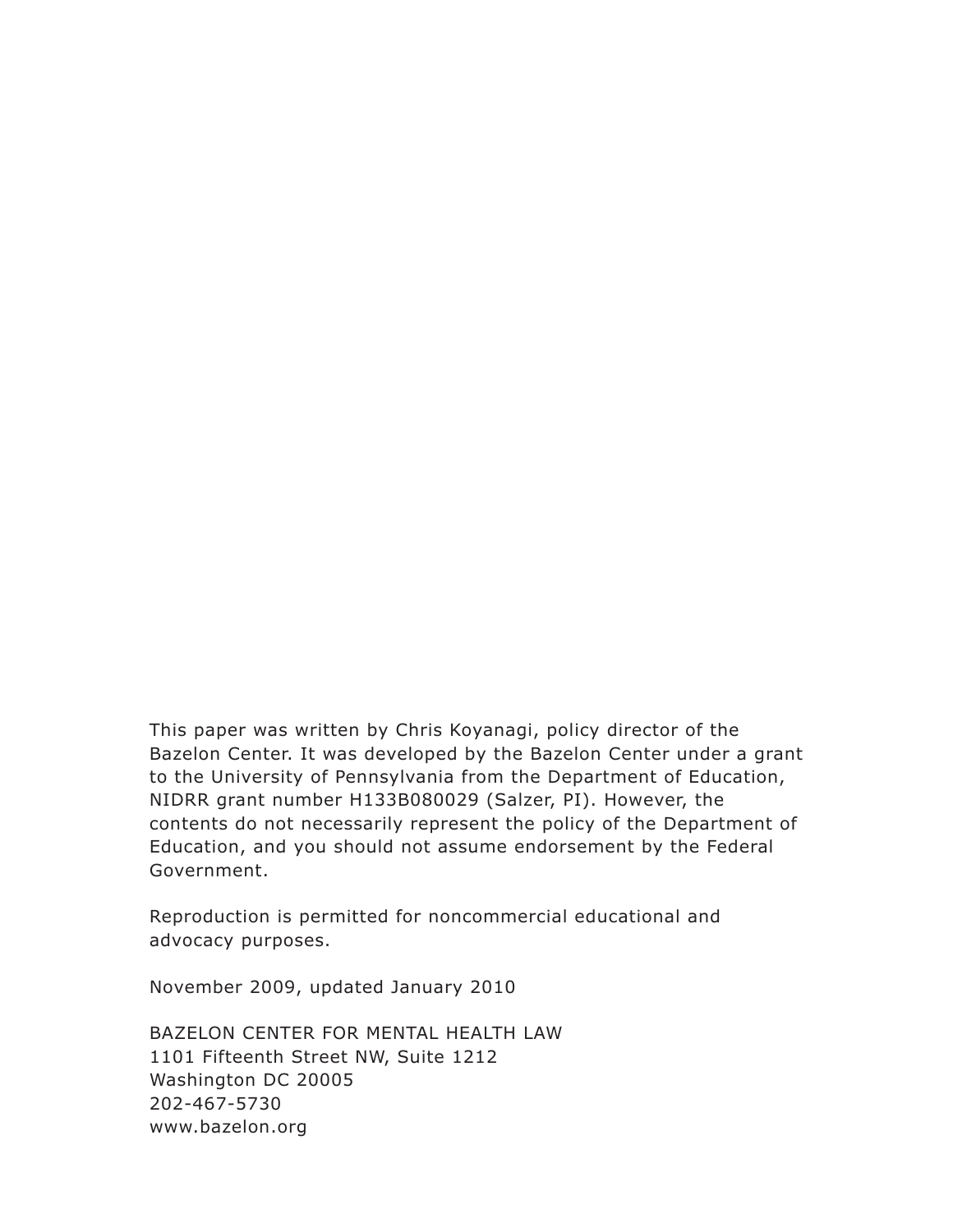This paper was written by Chris Koyanagi, policy director of the Bazelon Center. It was developed by the Bazelon Center under a grant to the University of Pennsylvania from the Department of Education, NIDRR grant number H133B080029 (Salzer, PI). However, the contents do not necessarily represent the policy of the Department of Education, and you should not assume endorsement by the Federal Government.

Reproduction is permitted for noncommercial educational and advocacy purposes.

November 2009, updated January 2010

BAZELON CENTER FOR MENTAL HEALTH LAW
1101 Fifteenth Street NW, Suite 1212
Washington DC 20005
202-467-5730
www.bazelon.org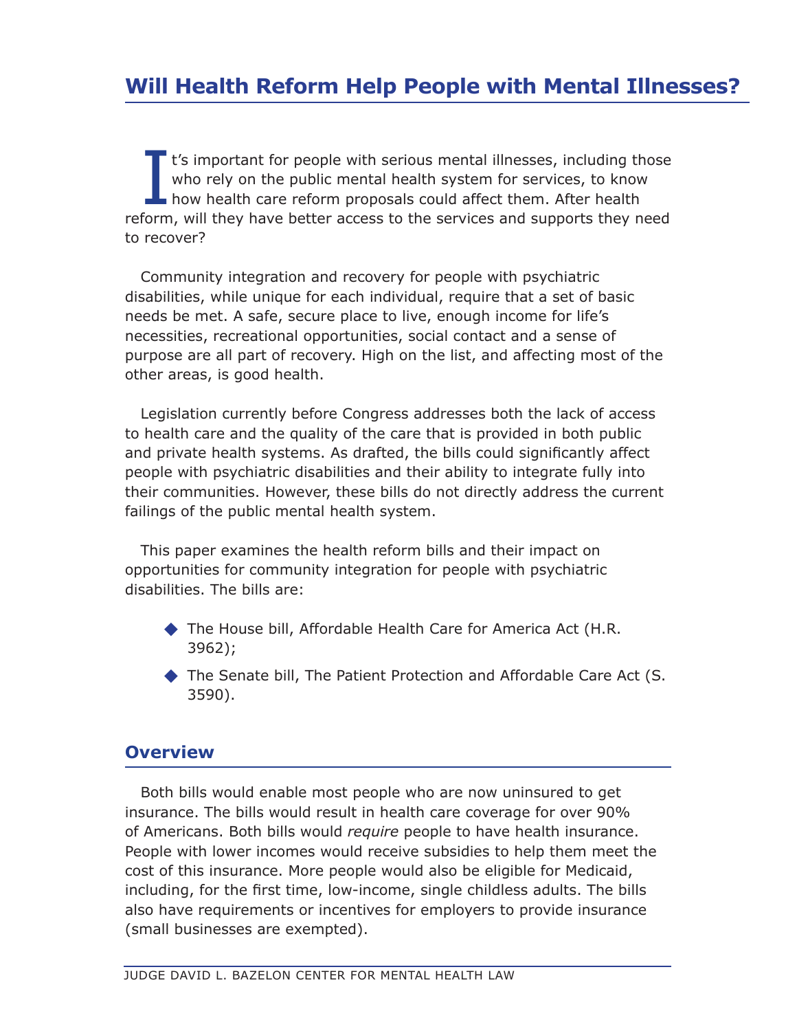# Will Health Reform Help People with Mental Illnesses?

It's important for people with serious mental illnesses, including those who rely on the public mental health system for services, to know how health care reform proposals could affect them. After health reform, will they have better access to the services and supports they need to recover?

Community integration and recovery for people with psychiatric disabilities, while unique for each individual, require that a set of basic needs be met. A safe, secure place to live, enough income for life's necessities, recreational opportunities, social contact and a sense of purpose are all part of recovery. High on the list, and affecting most of the other areas, is good health.

Legislation currently before Congress addresses both the lack of access to health care and the quality of the care that is provided in both public and private health systems. As drafted, the bills could significantly affect people with psychiatric disabilities and their ability to integrate fully into their communities. However, these bills do not directly address the current failings of the public mental health system.

This paper examines the health reform bills and their impact on opportunities for community integration for people with psychiatric disabilities. The bills are:

- The House bill, Affordable Health Care for America Act (H.R. 3962);
- The Senate bill, The Patient Protection and Affordable Care Act (S. 3590).

## Overview

Both bills would enable most people who are now uninsured to get insurance. The bills would result in health care coverage for over 90% of Americans. Both bills would *require* people to have health insurance. People with lower incomes would receive subsidies to help them meet the cost of this insurance. More people would also be eligible for Medicaid, including, for the first time, low-income, single childless adults. The bills also have requirements or incentives for employers to provide insurance (small businesses are exempted).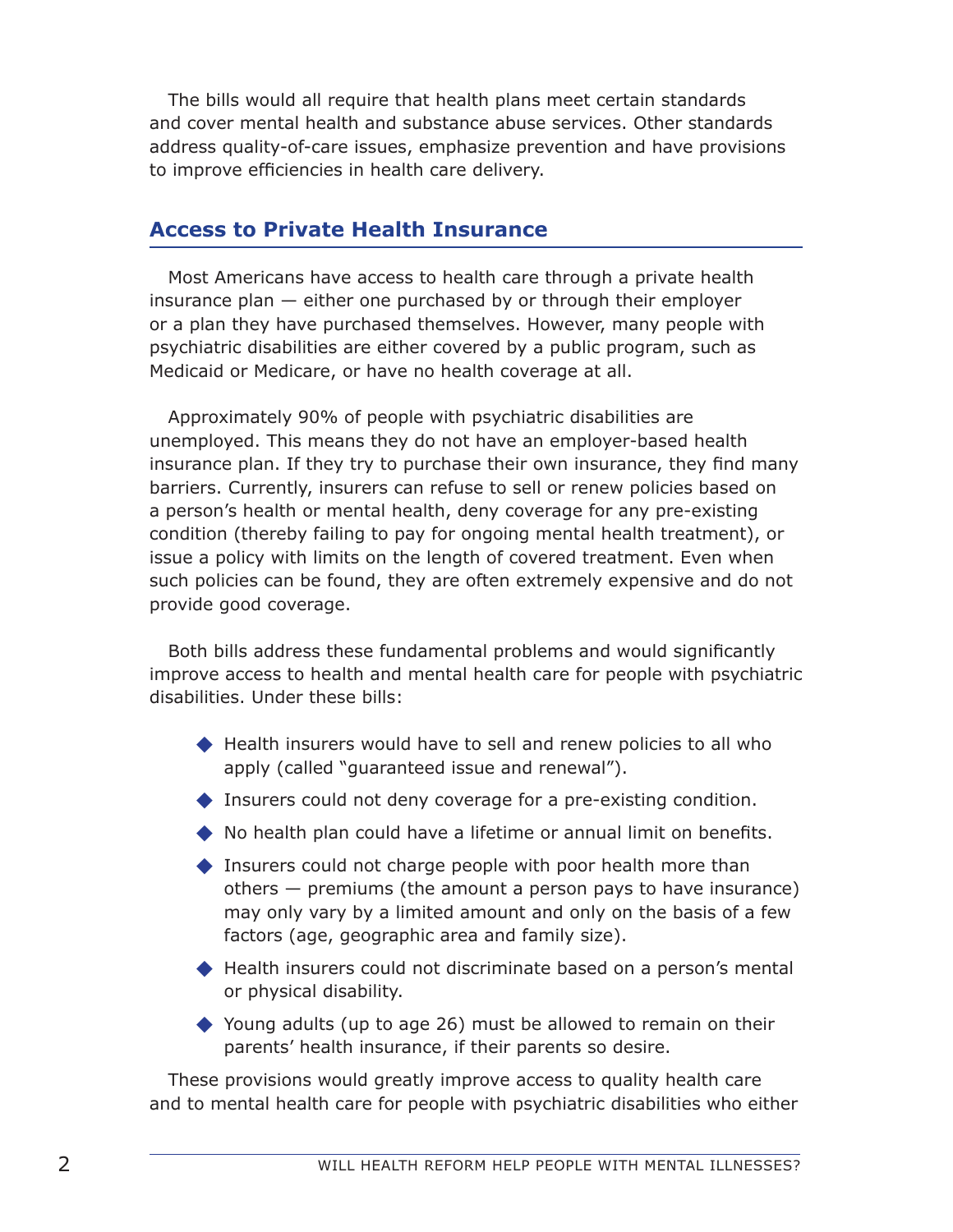The bills would all require that health plans meet certain standards and cover mental health and substance abuse services. Other standards address quality-of-care issues, emphasize prevention and have provisions to improve efficiencies in health care delivery.

## Access to Private Health Insurance

Most Americans have access to health care through a private health insurance plan — either one purchased by or through their employer or a plan they have purchased themselves. However, many people with psychiatric disabilities are either covered by a public program, such as Medicaid or Medicare, or have no health coverage at all.

Approximately 90% of people with psychiatric disabilities are unemployed. This means they do not have an employer-based health insurance plan. If they try to purchase their own insurance, they find many barriers. Currently, insurers can refuse to sell or renew policies based on a person's health or mental health, deny coverage for any pre-existing condition (thereby failing to pay for ongoing mental health treatment), or issue a policy with limits on the length of covered treatment. Even when such policies can be found, they are often extremely expensive and do not provide good coverage.

Both bills address these fundamental problems and would significantly improve access to health and mental health care for people with psychiatric disabilities. Under these bills:

- Health insurers would have to sell and renew policies to all who apply (called "guaranteed issue and renewal").
- Insurers could not deny coverage for a pre-existing condition.
- No health plan could have a lifetime or annual limit on benefits.
- Insurers could not charge people with poor health more than others — premiums (the amount a person pays to have insurance) may only vary by a limited amount and only on the basis of a few factors (age, geographic area and family size).
- Health insurers could not discriminate based on a person's mental or physical disability.
- Young adults (up to age 26) must be allowed to remain on their parents' health insurance, if their parents so desire.

These provisions would greatly improve access to quality health care and to mental health care for people with psychiatric disabilities who either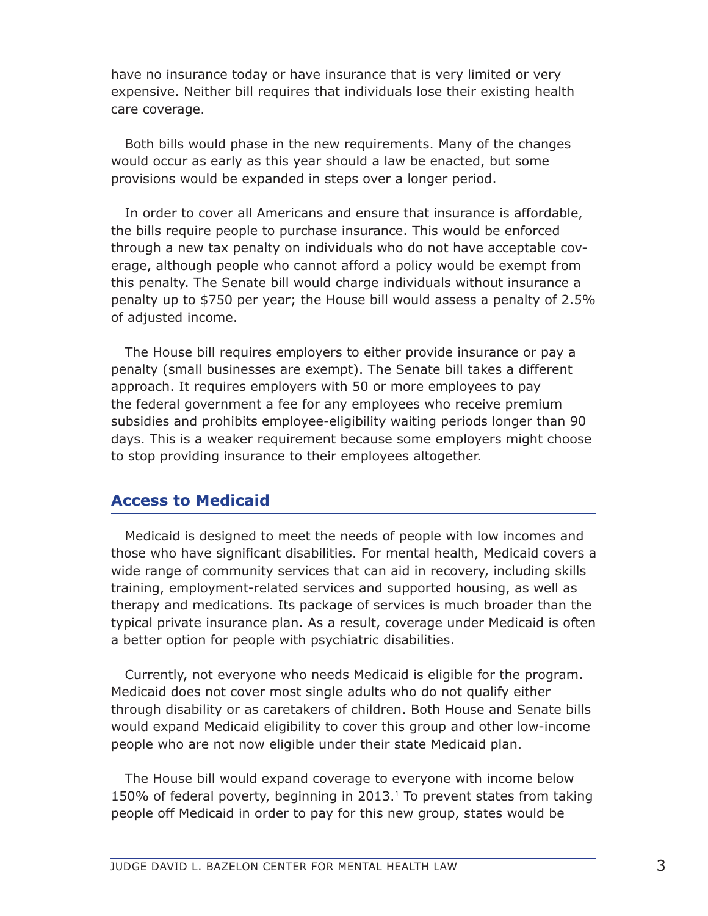have no insurance today or have insurance that is very limited or very expensive. Neither bill requires that individuals lose their existing health care coverage.

Both bills would phase in the new requirements. Many of the changes would occur as early as this year should a law be enacted, but some provisions would be expanded in steps over a longer period.

In order to cover all Americans and ensure that insurance is affordable, the bills require people to purchase insurance. This would be enforced through a new tax penalty on individuals who do not have acceptable coverage, although people who cannot afford a policy would be exempt from this penalty. The Senate bill would charge individuals without insurance a penalty up to $750 per year; the House bill would assess a penalty of 2.5% of adjusted income.

The House bill requires employers to either provide insurance or pay a penalty (small businesses are exempt). The Senate bill takes a different approach. It requires employers with 50 or more employees to pay the federal government a fee for any employees who receive premium subsidies and prohibits employee-eligibility waiting periods longer than 90 days. This is a weaker requirement because some employers might choose to stop providing insurance to their employees altogether.

## Access to Medicaid

Medicaid is designed to meet the needs of people with low incomes and those who have significant disabilities. For mental health, Medicaid covers a wide range of community services that can aid in recovery, including skills training, employment-related services and supported housing, as well as therapy and medications. Its package of services is much broader than the typical private insurance plan. As a result, coverage under Medicaid is often a better option for people with psychiatric disabilities.

Currently, not everyone who needs Medicaid is eligible for the program. Medicaid does not cover most single adults who do not qualify either through disability or as caretakers of children. Both House and Senate bills would expand Medicaid eligibility to cover this group and other low-income people who are not now eligible under their state Medicaid plan.

The House bill would expand coverage to everyone with income below 150% of federal poverty, beginning in 2013.[1] To prevent states from taking people off Medicaid in order to pay for this new group, states would be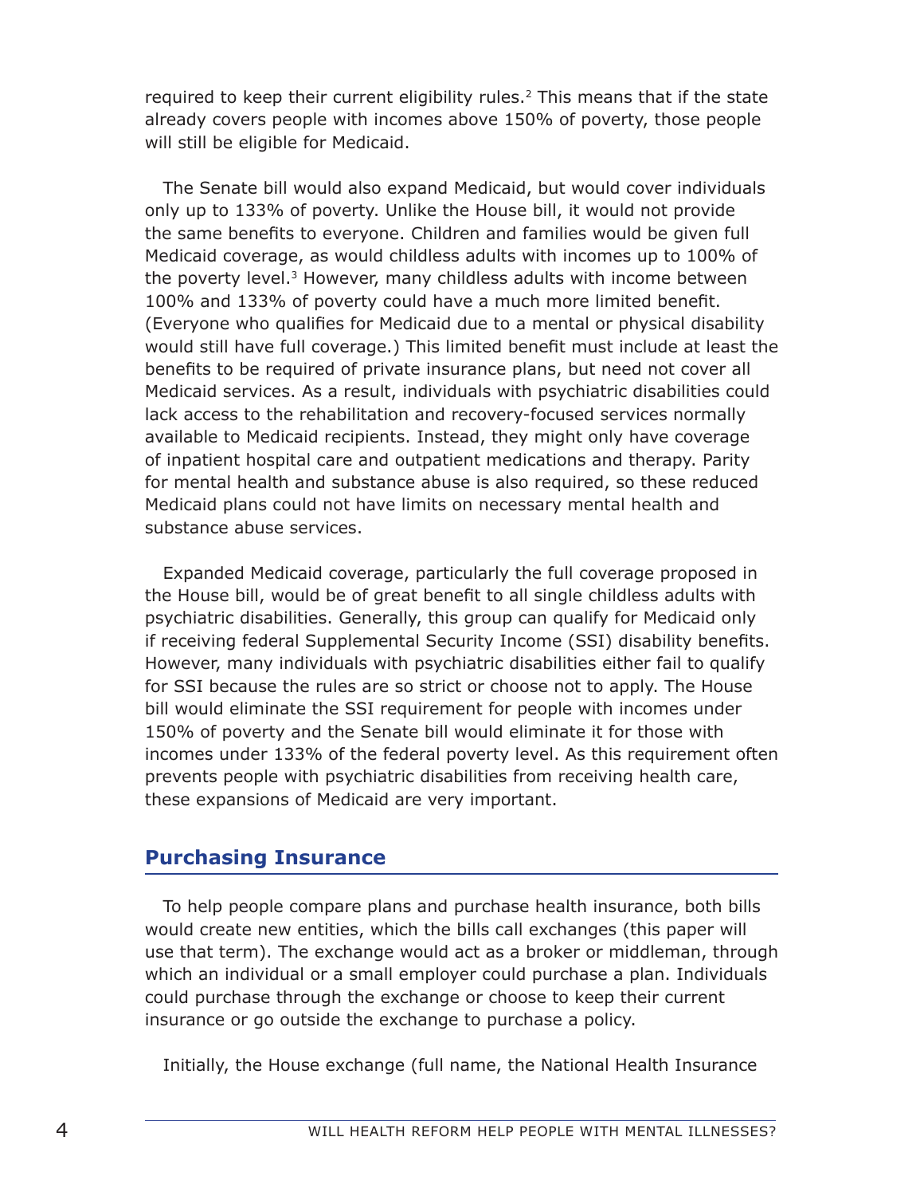required to keep their current eligibility rules.[2] This means that if the state already covers people with incomes above 150% of poverty, those people will still be eligible for Medicaid.

The Senate bill would also expand Medicaid, but would cover individuals only up to 133% of poverty. Unlike the House bill, it would not provide the same benefits to everyone. Children and families would be given full Medicaid coverage, as would childless adults with incomes up to 100% of the poverty level.[3] However, many childless adults with income between 100% and 133% of poverty could have a much more limited benefit. (Everyone who qualifies for Medicaid due to a mental or physical disability would still have full coverage.) This limited benefit must include at least the benefits to be required of private insurance plans, but need not cover all Medicaid services. As a result, individuals with psychiatric disabilities could lack access to the rehabilitation and recovery-focused services normally available to Medicaid recipients. Instead, they might only have coverage of inpatient hospital care and outpatient medications and therapy. Parity for mental health and substance abuse is also required, so these reduced Medicaid plans could not have limits on necessary mental health and substance abuse services.

Expanded Medicaid coverage, particularly the full coverage proposed in the House bill, would be of great benefit to all single childless adults with psychiatric disabilities. Generally, this group can qualify for Medicaid only if receiving federal Supplemental Security Income (SSI) disability benefits. However, many individuals with psychiatric disabilities either fail to qualify for SSI because the rules are so strict or choose not to apply. The House bill would eliminate the SSI requirement for people with incomes under 150% of poverty and the Senate bill would eliminate it for those with incomes under 133% of the federal poverty level. As this requirement often prevents people with psychiatric disabilities from receiving health care, these expansions of Medicaid are very important.

## Purchasing Insurance

To help people compare plans and purchase health insurance, both bills would create new entities, which the bills call exchanges (this paper will use that term). The exchange would act as a broker or middleman, through which an individual or a small employer could purchase a plan. Individuals could purchase through the exchange or choose to keep their current insurance or go outside the exchange to purchase a policy.

Initially, the House exchange (full name, the National Health Insurance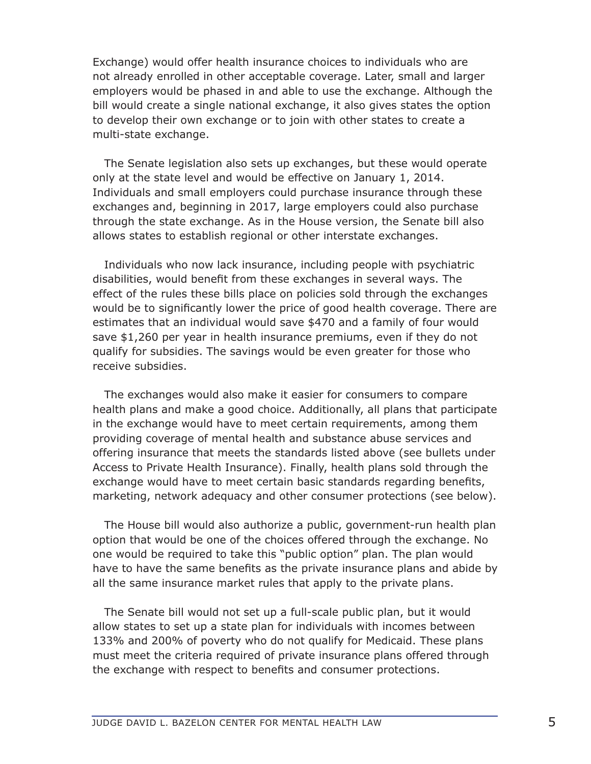Exchange) would offer health insurance choices to individuals who are not already enrolled in other acceptable coverage. Later, small and larger employers would be phased in and able to use the exchange. Although the bill would create a single national exchange, it also gives states the option to develop their own exchange or to join with other states to create a multi-state exchange.

The Senate legislation also sets up exchanges, but these would operate only at the state level and would be effective on January 1, 2014. Individuals and small employers could purchase insurance through these exchanges and, beginning in 2017, large employers could also purchase through the state exchange. As in the House version, the Senate bill also allows states to establish regional or other interstate exchanges.

Individuals who now lack insurance, including people with psychiatric disabilities, would benefit from these exchanges in several ways. The effect of the rules these bills place on policies sold through the exchanges would be to significantly lower the price of good health coverage. There are estimates that an individual would save $470 and a family of four would save $1,260 per year in health insurance premiums, even if they do not qualify for subsidies. The savings would be even greater for those who receive subsidies.

The exchanges would also make it easier for consumers to compare health plans and make a good choice. Additionally, all plans that participate in the exchange would have to meet certain requirements, among them providing coverage of mental health and substance abuse services and offering insurance that meets the standards listed above (see bullets under Access to Private Health Insurance). Finally, health plans sold through the exchange would have to meet certain basic standards regarding benefits, marketing, network adequacy and other consumer protections (see below).

The House bill would also authorize a public, government-run health plan option that would be one of the choices offered through the exchange. No one would be required to take this "public option" plan. The plan would have to have the same benefits as the private insurance plans and abide by all the same insurance market rules that apply to the private plans.

The Senate bill would not set up a full-scale public plan, but it would allow states to set up a state plan for individuals with incomes between 133% and 200% of poverty who do not qualify for Medicaid. These plans must meet the criteria required of private insurance plans offered through the exchange with respect to benefits and consumer protections.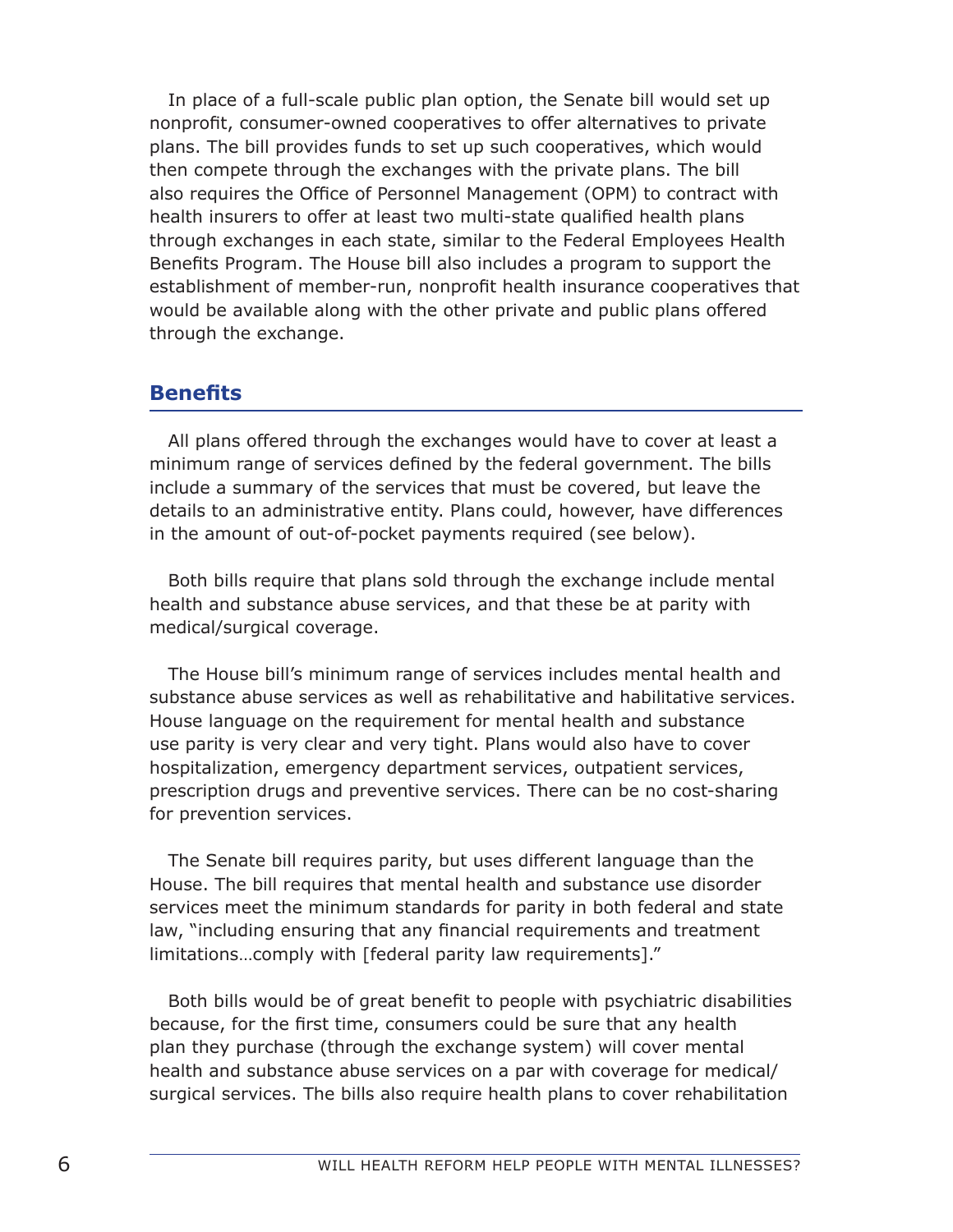In place of a full-scale public plan option, the Senate bill would set up nonprofit, consumer-owned cooperatives to offer alternatives to private plans. The bill provides funds to set up such cooperatives, which would then compete through the exchanges with the private plans. The bill also requires the Office of Personnel Management (OPM) to contract with health insurers to offer at least two multi-state qualified health plans through exchanges in each state, similar to the Federal Employees Health Benefits Program. The House bill also includes a program to support the establishment of member-run, nonprofit health insurance cooperatives that would be available along with the other private and public plans offered through the exchange.

## Benefits

All plans offered through the exchanges would have to cover at least a minimum range of services defined by the federal government. The bills include a summary of the services that must be covered, but leave the details to an administrative entity. Plans could, however, have differences in the amount of out-of-pocket payments required (see below).

Both bills require that plans sold through the exchange include mental health and substance abuse services, and that these be at parity with medical/surgical coverage.

The House bill's minimum range of services includes mental health and substance abuse services as well as rehabilitative and habilitative services. House language on the requirement for mental health and substance use parity is very clear and very tight. Plans would also have to cover hospitalization, emergency department services, outpatient services, prescription drugs and preventive services. There can be no cost-sharing for prevention services.

The Senate bill requires parity, but uses different language than the House. The bill requires that mental health and substance use disorder services meet the minimum standards for parity in both federal and state law, "including ensuring that any financial requirements and treatment limitations…comply with [federal parity law requirements]."

Both bills would be of great benefit to people with psychiatric disabilities because, for the first time, consumers could be sure that any health plan they purchase (through the exchange system) will cover mental health and substance abuse services on a par with coverage for medical/surgical services. The bills also require health plans to cover rehabilitation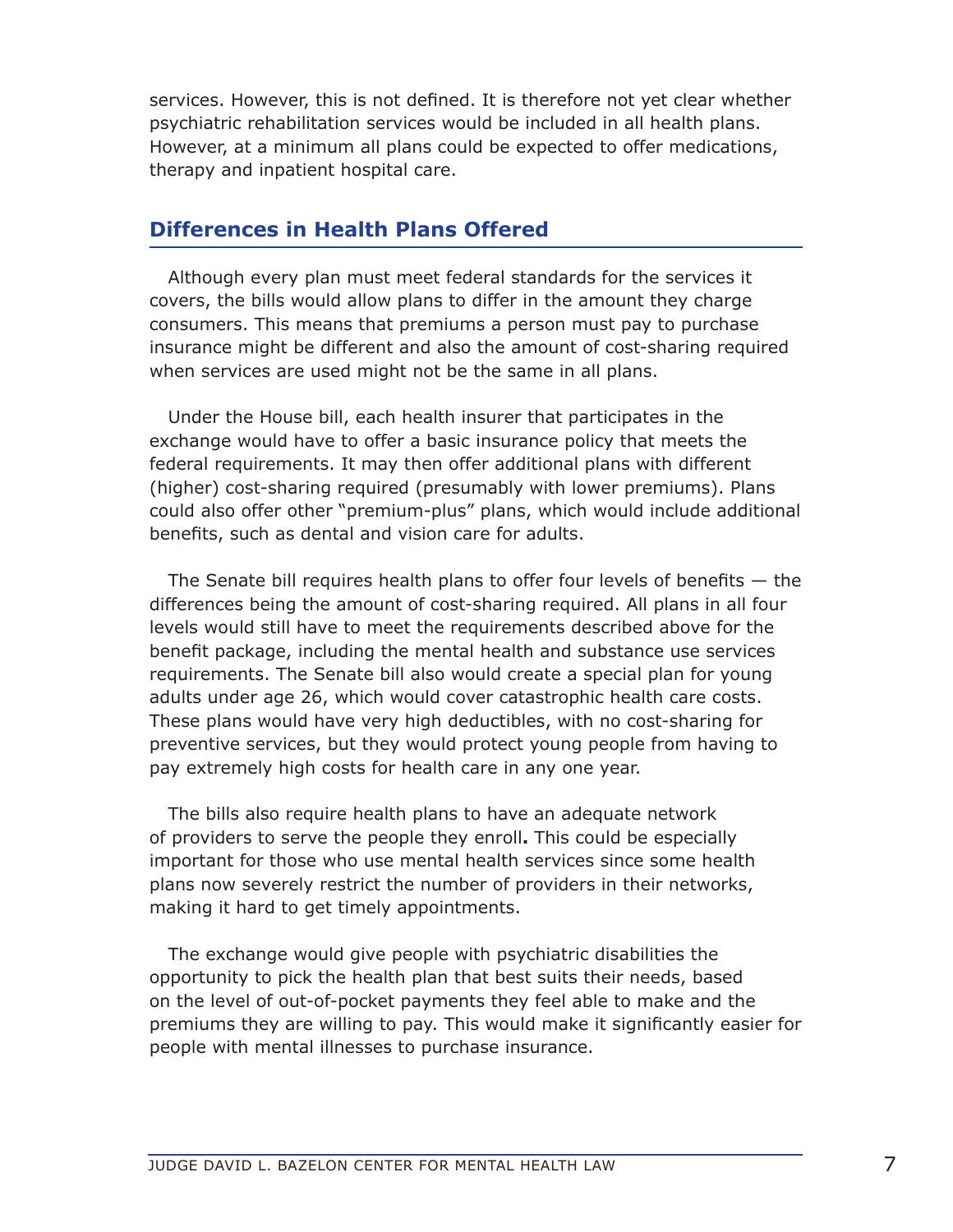services. However, this is not defined. It is therefore not yet clear whether psychiatric rehabilitation services would be included in all health plans. However, at a minimum all plans could be expected to offer medications, therapy and inpatient hospital care.

## Differences in Health Plans Offered

Although every plan must meet federal standards for the services it covers, the bills would allow plans to differ in the amount they charge consumers. This means that premiums a person must pay to purchase insurance might be different and also the amount of cost-sharing required when services are used might not be the same in all plans.

Under the House bill, each health insurer that participates in the exchange would have to offer a basic insurance policy that meets the federal requirements. It may then offer additional plans with different (higher) cost-sharing required (presumably with lower premiums). Plans could also offer other "premium-plus" plans, which would include additional benefits, such as dental and vision care for adults.

The Senate bill requires health plans to offer four levels of benefits — the differences being the amount of cost-sharing required. All plans in all four levels would still have to meet the requirements described above for the benefit package, including the mental health and substance use services requirements. The Senate bill also would create a special plan for young adults under age 26, which would cover catastrophic health care costs. These plans would have very high deductibles, with no cost-sharing for preventive services, but they would protect young people from having to pay extremely high costs for health care in any one year.

The bills also require health plans to have an adequate network of providers to serve the people they enroll**.** This could be especially important for those who use mental health services since some health plans now severely restrict the number of providers in their networks, making it hard to get timely appointments.

The exchange would give people with psychiatric disabilities the opportunity to pick the health plan that best suits their needs, based on the level of out-of-pocket payments they feel able to make and the premiums they are willing to pay. This would make it significantly easier for people with mental illnesses to purchase insurance.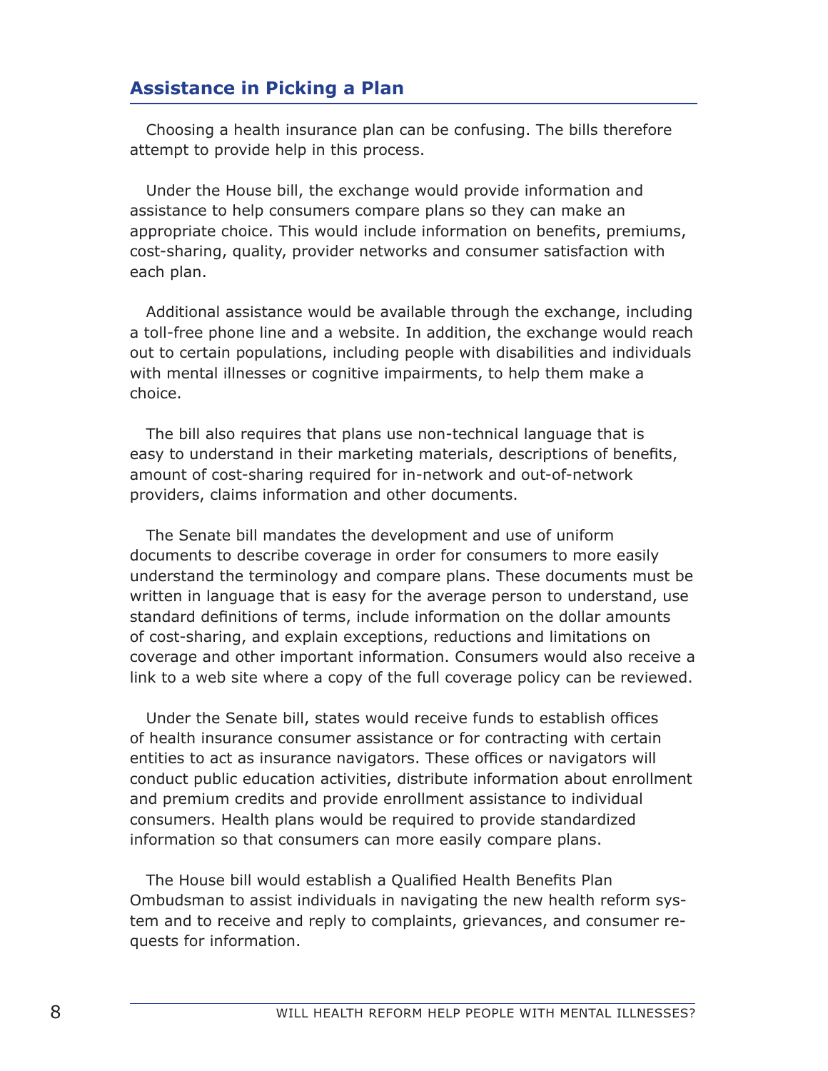## Assistance in Picking a Plan

Choosing a health insurance plan can be confusing. The bills therefore attempt to provide help in this process.

Under the House bill, the exchange would provide information and assistance to help consumers compare plans so they can make an appropriate choice. This would include information on benefits, premiums, cost-sharing, quality, provider networks and consumer satisfaction with each plan.

Additional assistance would be available through the exchange, including a toll-free phone line and a website. In addition, the exchange would reach out to certain populations, including people with disabilities and individuals with mental illnesses or cognitive impairments, to help them make a choice.

The bill also requires that plans use non-technical language that is easy to understand in their marketing materials, descriptions of benefits, amount of cost-sharing required for in-network and out-of-network providers, claims information and other documents.

The Senate bill mandates the development and use of uniform documents to describe coverage in order for consumers to more easily understand the terminology and compare plans. These documents must be written in language that is easy for the average person to understand, use standard definitions of terms, include information on the dollar amounts of cost-sharing, and explain exceptions, reductions and limitations on coverage and other important information. Consumers would also receive a link to a web site where a copy of the full coverage policy can be reviewed.

Under the Senate bill, states would receive funds to establish offices of health insurance consumer assistance or for contracting with certain entities to act as insurance navigators. These offices or navigators will conduct public education activities, distribute information about enrollment and premium credits and provide enrollment assistance to individual consumers. Health plans would be required to provide standardized information so that consumers can more easily compare plans.

The House bill would establish a Qualified Health Benefits Plan Ombudsman to assist individuals in navigating the new health reform system and to receive and reply to complaints, grievances, and consumer requests for information.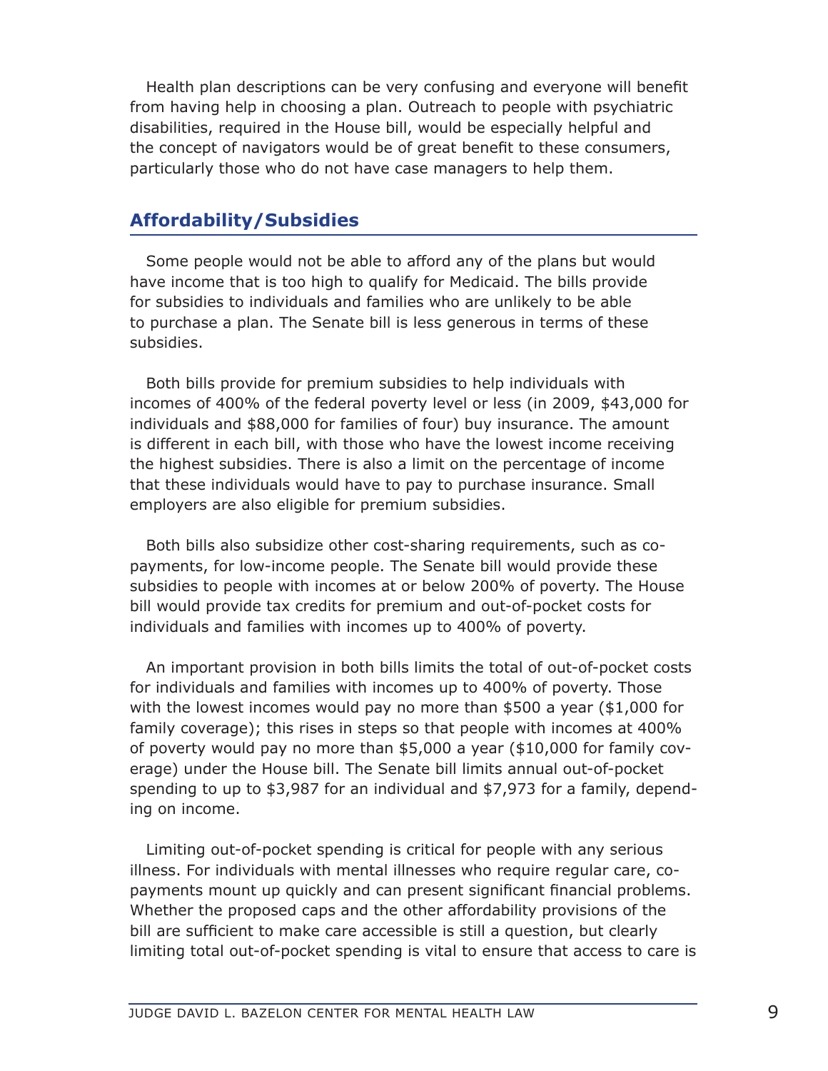Health plan descriptions can be very confusing and everyone will benefit from having help in choosing a plan. Outreach to people with psychiatric disabilities, required in the House bill, would be especially helpful and the concept of navigators would be of great benefit to these consumers, particularly those who do not have case managers to help them.

## Affordability/Subsidies

Some people would not be able to afford any of the plans but would have income that is too high to qualify for Medicaid. The bills provide for subsidies to individuals and families who are unlikely to be able to purchase a plan. The Senate bill is less generous in terms of these subsidies.

Both bills provide for premium subsidies to help individuals with incomes of 400% of the federal poverty level or less (in 2009, $43,000 for individuals and $88,000 for families of four) buy insurance. The amount is different in each bill, with those who have the lowest income receiving the highest subsidies. There is also a limit on the percentage of income that these individuals would have to pay to purchase insurance. Small employers are also eligible for premium subsidies.

Both bills also subsidize other cost-sharing requirements, such as co-payments, for low-income people. The Senate bill would provide these subsidies to people with incomes at or below 200% of poverty. The House bill would provide tax credits for premium and out-of-pocket costs for individuals and families with incomes up to 400% of poverty.

An important provision in both bills limits the total of out-of-pocket costs for individuals and families with incomes up to 400% of poverty. Those with the lowest incomes would pay no more than $500 a year ($1,000 for family coverage); this rises in steps so that people with incomes at 400% of poverty would pay no more than $5,000 a year ($10,000 for family coverage) under the House bill. The Senate bill limits annual out-of-pocket spending to up to $3,987 for an individual and $7,973 for a family, depending on income.

Limiting out-of-pocket spending is critical for people with any serious illness. For individuals with mental illnesses who require regular care, co-payments mount up quickly and can present significant financial problems. Whether the proposed caps and the other affordability provisions of the bill are sufficient to make care accessible is still a question, but clearly limiting total out-of-pocket spending is vital to ensure that access to care is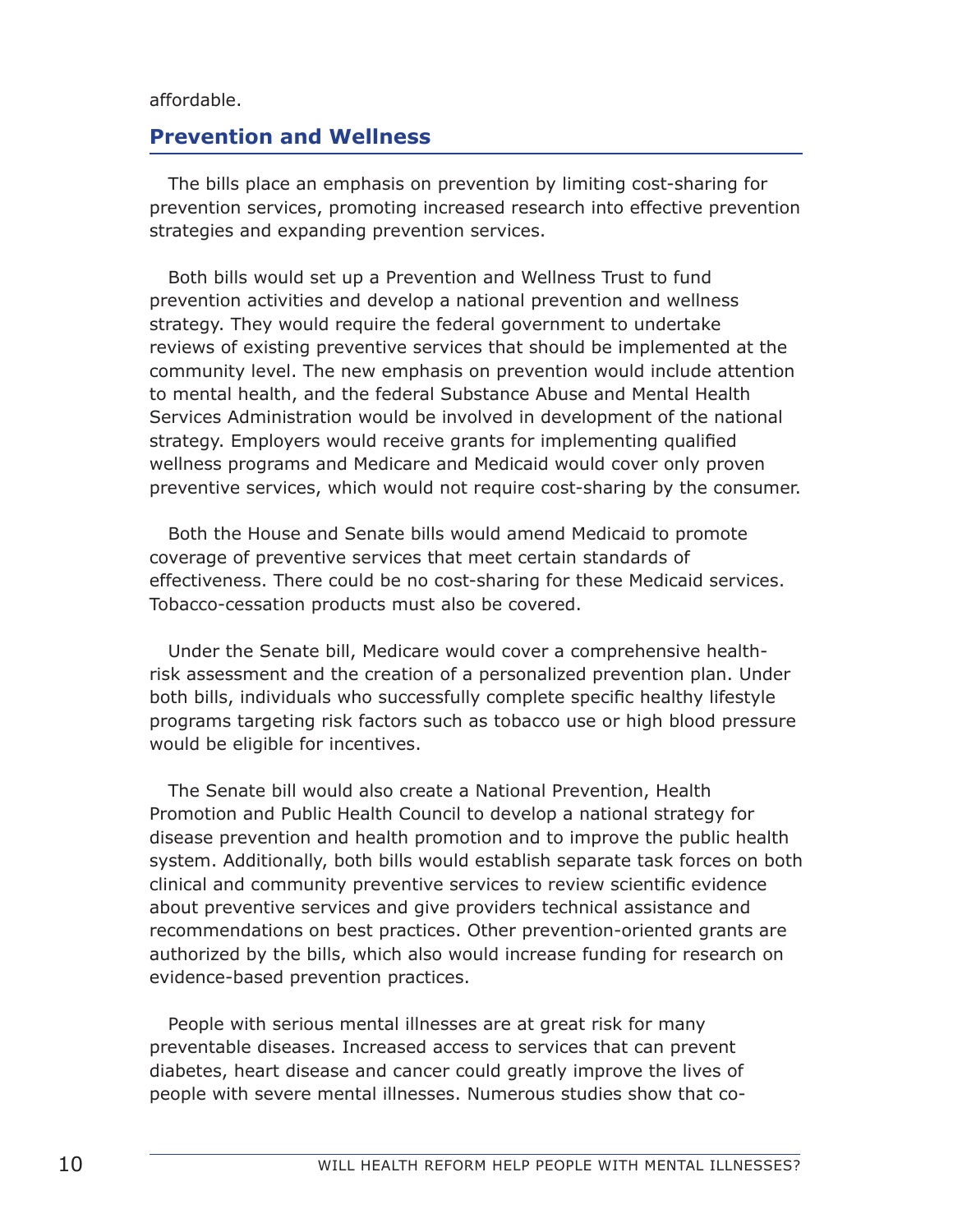affordable.

## Prevention and Wellness

The bills place an emphasis on prevention by limiting cost-sharing for prevention services, promoting increased research into effective prevention strategies and expanding prevention services.

Both bills would set up a Prevention and Wellness Trust to fund prevention activities and develop a national prevention and wellness strategy. They would require the federal government to undertake reviews of existing preventive services that should be implemented at the community level. The new emphasis on prevention would include attention to mental health, and the federal Substance Abuse and Mental Health Services Administration would be involved in development of the national strategy. Employers would receive grants for implementing qualified wellness programs and Medicare and Medicaid would cover only proven preventive services, which would not require cost-sharing by the consumer.

Both the House and Senate bills would amend Medicaid to promote coverage of preventive services that meet certain standards of effectiveness. There could be no cost-sharing for these Medicaid services. Tobacco-cessation products must also be covered.

Under the Senate bill, Medicare would cover a comprehensive health-risk assessment and the creation of a personalized prevention plan. Under both bills, individuals who successfully complete specific healthy lifestyle programs targeting risk factors such as tobacco use or high blood pressure would be eligible for incentives.

The Senate bill would also create a National Prevention, Health Promotion and Public Health Council to develop a national strategy for disease prevention and health promotion and to improve the public health system. Additionally, both bills would establish separate task forces on both clinical and community preventive services to review scientific evidence about preventive services and give providers technical assistance and recommendations on best practices. Other prevention-oriented grants are authorized by the bills, which also would increase funding for research on evidence-based prevention practices.

People with serious mental illnesses are at great risk for many preventable diseases. Increased access to services that can prevent diabetes, heart disease and cancer could greatly improve the lives of people with severe mental illnesses. Numerous studies show that co-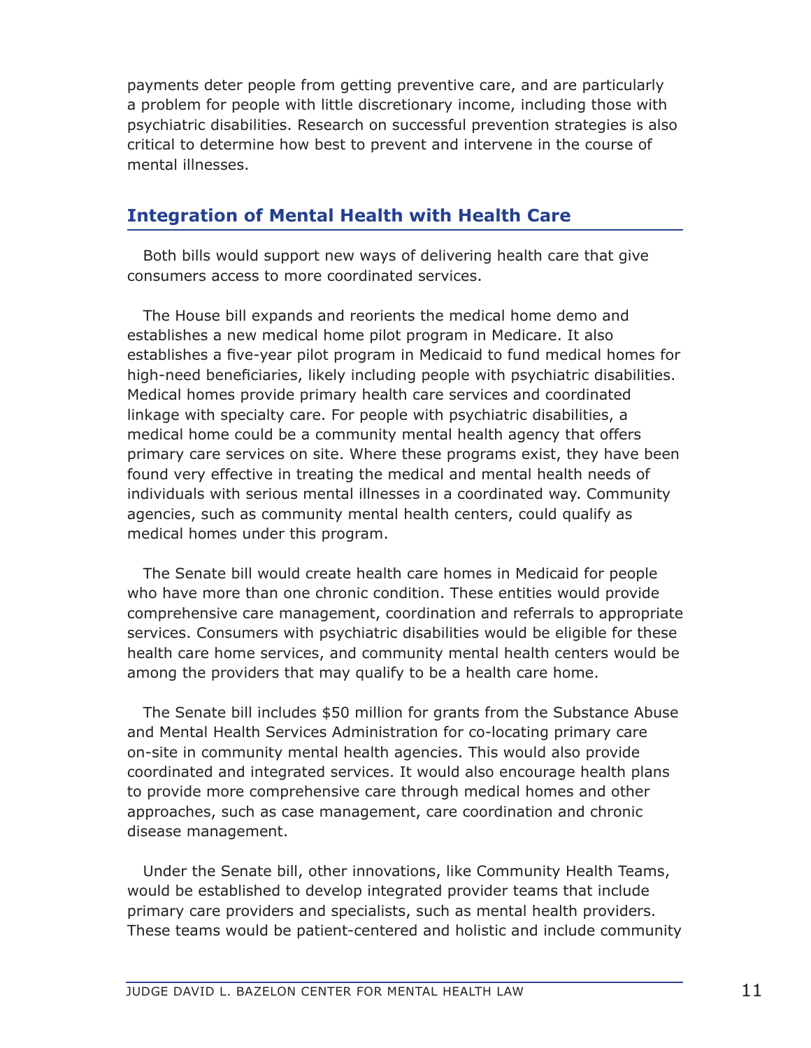payments deter people from getting preventive care, and are particularly a problem for people with little discretionary income, including those with psychiatric disabilities. Research on successful prevention strategies is also critical to determine how best to prevent and intervene in the course of mental illnesses.

## Integration of Mental Health with Health Care

Both bills would support new ways of delivering health care that give consumers access to more coordinated services.

The House bill expands and reorients the medical home demo and establishes a new medical home pilot program in Medicare. It also establishes a five-year pilot program in Medicaid to fund medical homes for high-need beneficiaries, likely including people with psychiatric disabilities. Medical homes provide primary health care services and coordinated linkage with specialty care. For people with psychiatric disabilities, a medical home could be a community mental health agency that offers primary care services on site. Where these programs exist, they have been found very effective in treating the medical and mental health needs of individuals with serious mental illnesses in a coordinated way. Community agencies, such as community mental health centers, could qualify as medical homes under this program.

The Senate bill would create health care homes in Medicaid for people who have more than one chronic condition. These entities would provide comprehensive care management, coordination and referrals to appropriate services. Consumers with psychiatric disabilities would be eligible for these health care home services, and community mental health centers would be among the providers that may qualify to be a health care home.

The Senate bill includes $50 million for grants from the Substance Abuse and Mental Health Services Administration for co-locating primary care on-site in community mental health agencies. This would also provide coordinated and integrated services. It would also encourage health plans to provide more comprehensive care through medical homes and other approaches, such as case management, care coordination and chronic disease management.

Under the Senate bill, other innovations, like Community Health Teams, would be established to develop integrated provider teams that include primary care providers and specialists, such as mental health providers. These teams would be patient-centered and holistic and include community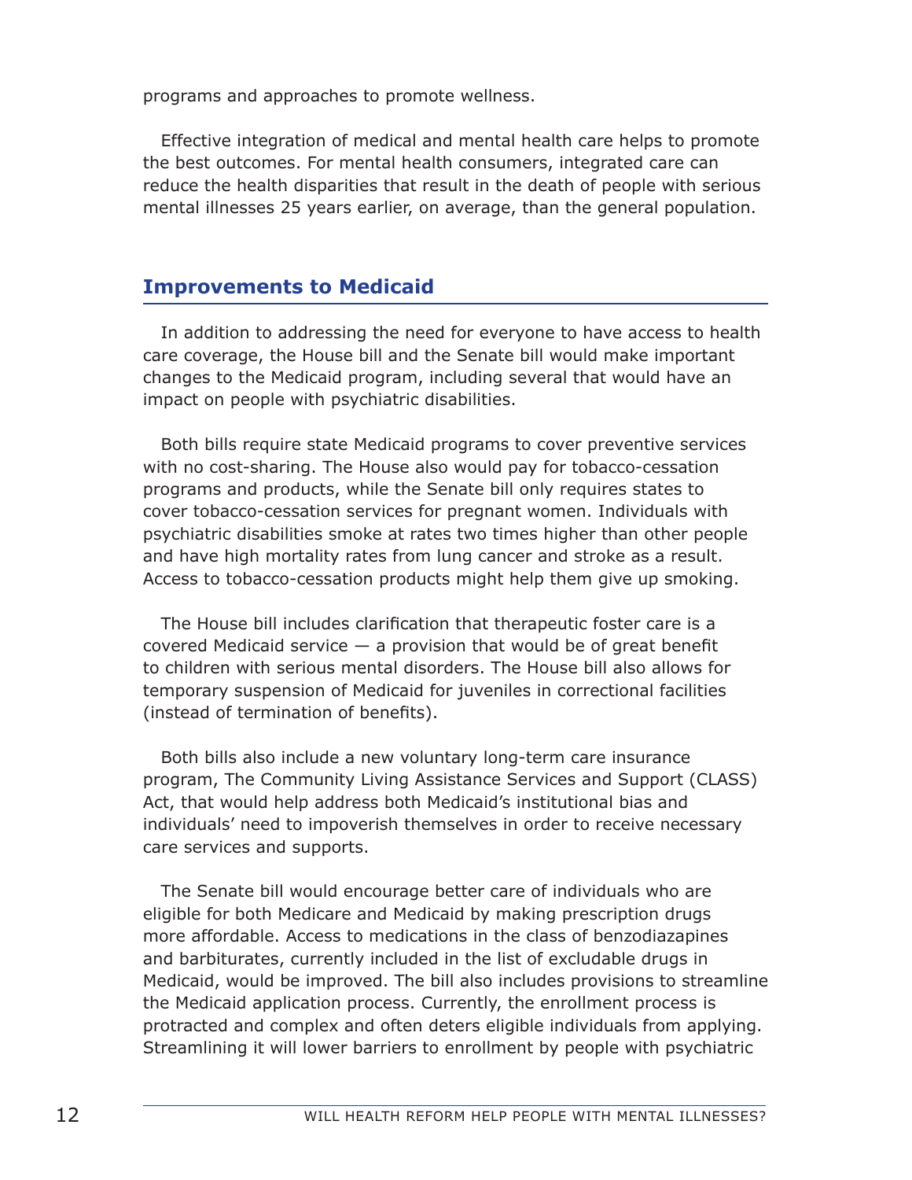programs and approaches to promote wellness.

Effective integration of medical and mental health care helps to promote the best outcomes. For mental health consumers, integrated care can reduce the health disparities that result in the death of people with serious mental illnesses 25 years earlier, on average, than the general population.

## Improvements to Medicaid

In addition to addressing the need for everyone to have access to health care coverage, the House bill and the Senate bill would make important changes to the Medicaid program, including several that would have an impact on people with psychiatric disabilities.

Both bills require state Medicaid programs to cover preventive services with no cost-sharing. The House also would pay for tobacco-cessation programs and products, while the Senate bill only requires states to cover tobacco-cessation services for pregnant women. Individuals with psychiatric disabilities smoke at rates two times higher than other people and have high mortality rates from lung cancer and stroke as a result. Access to tobacco-cessation products might help them give up smoking.

The House bill includes clarification that therapeutic foster care is a covered Medicaid service — a provision that would be of great benefit to children with serious mental disorders. The House bill also allows for temporary suspension of Medicaid for juveniles in correctional facilities (instead of termination of benefits).

Both bills also include a new voluntary long-term care insurance program, The Community Living Assistance Services and Support (CLASS) Act, that would help address both Medicaid's institutional bias and individuals' need to impoverish themselves in order to receive necessary care services and supports.

The Senate bill would encourage better care of individuals who are eligible for both Medicare and Medicaid by making prescription drugs more affordable. Access to medications in the class of benzodiazapines and barbiturates, currently included in the list of excludable drugs in Medicaid, would be improved. The bill also includes provisions to streamline the Medicaid application process. Currently, the enrollment process is protracted and complex and often deters eligible individuals from applying. Streamlining it will lower barriers to enrollment by people with psychiatric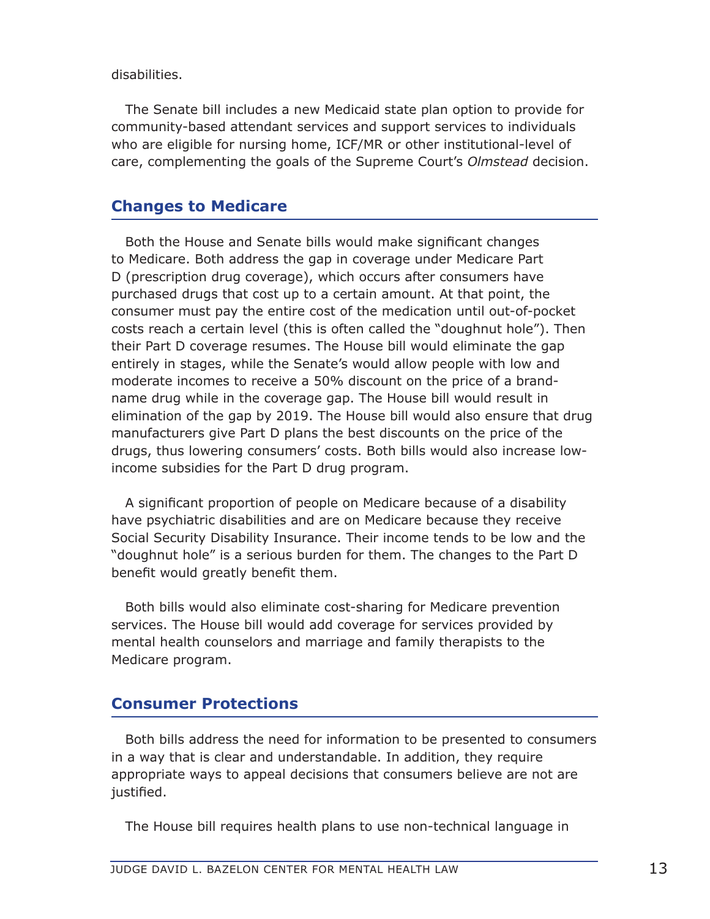disabilities.

The Senate bill includes a new Medicaid state plan option to provide for community-based attendant services and support services to individuals who are eligible for nursing home, ICF/MR or other institutional-level of care, complementing the goals of the Supreme Court's *Olmstead* decision.

## Changes to Medicare

Both the House and Senate bills would make significant changes to Medicare. Both address the gap in coverage under Medicare Part D (prescription drug coverage), which occurs after consumers have purchased drugs that cost up to a certain amount. At that point, the consumer must pay the entire cost of the medication until out-of-pocket costs reach a certain level (this is often called the "doughnut hole"). Then their Part D coverage resumes. The House bill would eliminate the gap entirely in stages, while the Senate's would allow people with low and moderate incomes to receive a 50% discount on the price of a brand-name drug while in the coverage gap. The House bill would result in elimination of the gap by 2019. The House bill would also ensure that drug manufacturers give Part D plans the best discounts on the price of the drugs, thus lowering consumers' costs. Both bills would also increase low-income subsidies for the Part D drug program.

A significant proportion of people on Medicare because of a disability have psychiatric disabilities and are on Medicare because they receive Social Security Disability Insurance. Their income tends to be low and the "doughnut hole" is a serious burden for them. The changes to the Part D benefit would greatly benefit them.

Both bills would also eliminate cost-sharing for Medicare prevention services. The House bill would add coverage for services provided by mental health counselors and marriage and family therapists to the Medicare program.

## Consumer Protections

Both bills address the need for information to be presented to consumers in a way that is clear and understandable. In addition, they require appropriate ways to appeal decisions that consumers believe are not are justified.

The House bill requires health plans to use non-technical language in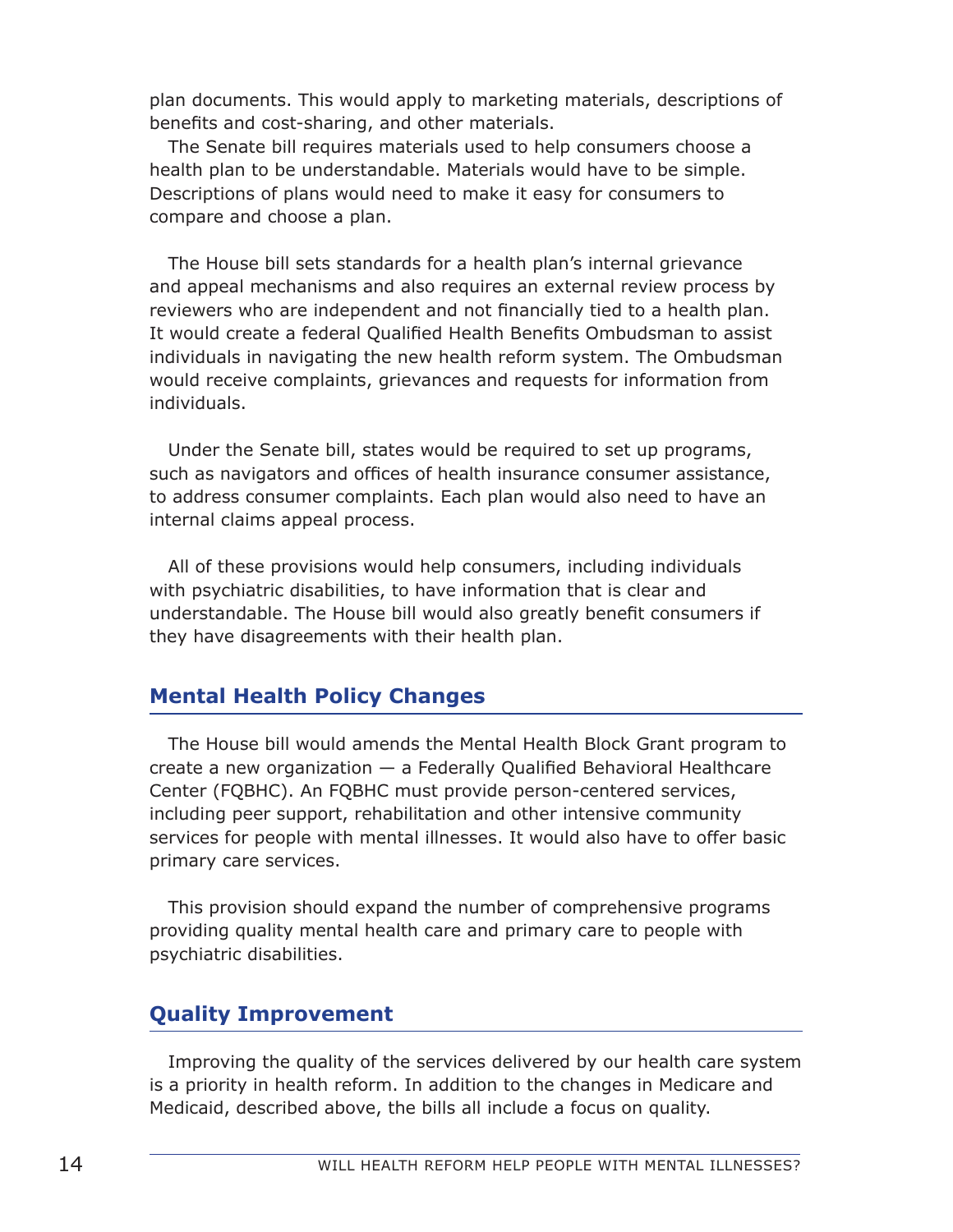plan documents. This would apply to marketing materials, descriptions of benefits and cost-sharing, and other materials.

The Senate bill requires materials used to help consumers choose a health plan to be understandable. Materials would have to be simple. Descriptions of plans would need to make it easy for consumers to compare and choose a plan.

The House bill sets standards for a health plan's internal grievance and appeal mechanisms and also requires an external review process by reviewers who are independent and not financially tied to a health plan. It would create a federal Qualified Health Benefits Ombudsman to assist individuals in navigating the new health reform system. The Ombudsman would receive complaints, grievances and requests for information from individuals.

Under the Senate bill, states would be required to set up programs, such as navigators and offices of health insurance consumer assistance, to address consumer complaints. Each plan would also need to have an internal claims appeal process.

All of these provisions would help consumers, including individuals with psychiatric disabilities, to have information that is clear and understandable. The House bill would also greatly benefit consumers if they have disagreements with their health plan.

## Mental Health Policy Changes

The House bill would amends the Mental Health Block Grant program to create a new organization — a Federally Qualified Behavioral Healthcare Center (FQBHC). An FQBHC must provide person-centered services, including peer support, rehabilitation and other intensive community services for people with mental illnesses. It would also have to offer basic primary care services.

This provision should expand the number of comprehensive programs providing quality mental health care and primary care to people with psychiatric disabilities.

## Quality Improvement

Improving the quality of the services delivered by our health care system is a priority in health reform. In addition to the changes in Medicare and Medicaid, described above, the bills all include a focus on quality.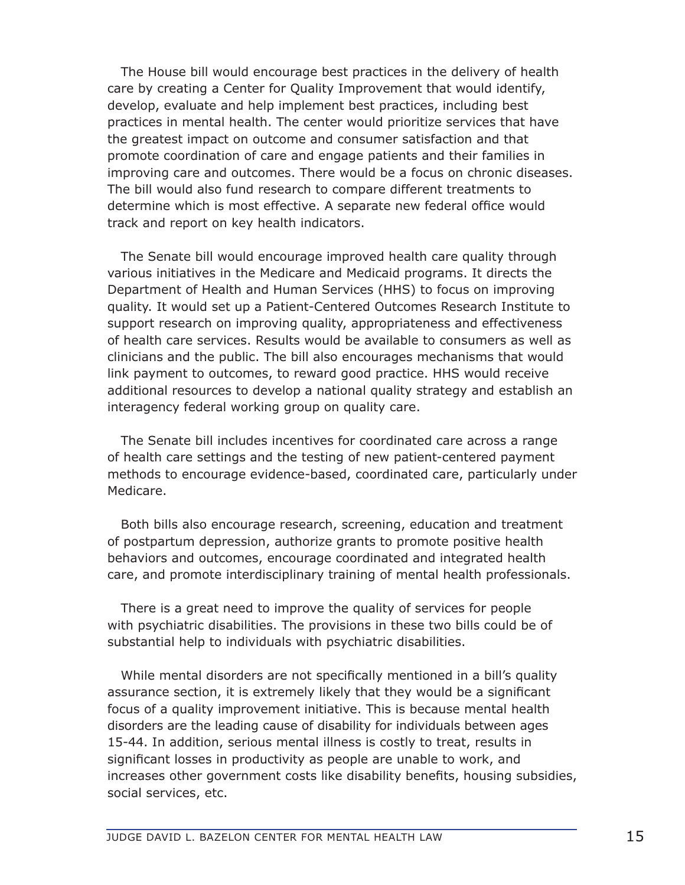The House bill would encourage best practices in the delivery of health care by creating a Center for Quality Improvement that would identify, develop, evaluate and help implement best practices, including best practices in mental health. The center would prioritize services that have the greatest impact on outcome and consumer satisfaction and that promote coordination of care and engage patients and their families in improving care and outcomes. There would be a focus on chronic diseases. The bill would also fund research to compare different treatments to determine which is most effective. A separate new federal office would track and report on key health indicators.

The Senate bill would encourage improved health care quality through various initiatives in the Medicare and Medicaid programs. It directs the Department of Health and Human Services (HHS) to focus on improving quality. It would set up a Patient-Centered Outcomes Research Institute to support research on improving quality, appropriateness and effectiveness of health care services. Results would be available to consumers as well as clinicians and the public. The bill also encourages mechanisms that would link payment to outcomes, to reward good practice. HHS would receive additional resources to develop a national quality strategy and establish an interagency federal working group on quality care.

The Senate bill includes incentives for coordinated care across a range of health care settings and the testing of new patient-centered payment methods to encourage evidence-based, coordinated care, particularly under Medicare.

Both bills also encourage research, screening, education and treatment of postpartum depression, authorize grants to promote positive health behaviors and outcomes, encourage coordinated and integrated health care, and promote interdisciplinary training of mental health professionals.

There is a great need to improve the quality of services for people with psychiatric disabilities. The provisions in these two bills could be of substantial help to individuals with psychiatric disabilities.

While mental disorders are not specifically mentioned in a bill's quality assurance section, it is extremely likely that they would be a significant focus of a quality improvement initiative. This is because mental health disorders are the leading cause of disability for individuals between ages 15-44. In addition, serious mental illness is costly to treat, results in significant losses in productivity as people are unable to work, and increases other government costs like disability benefits, housing subsidies, social services, etc.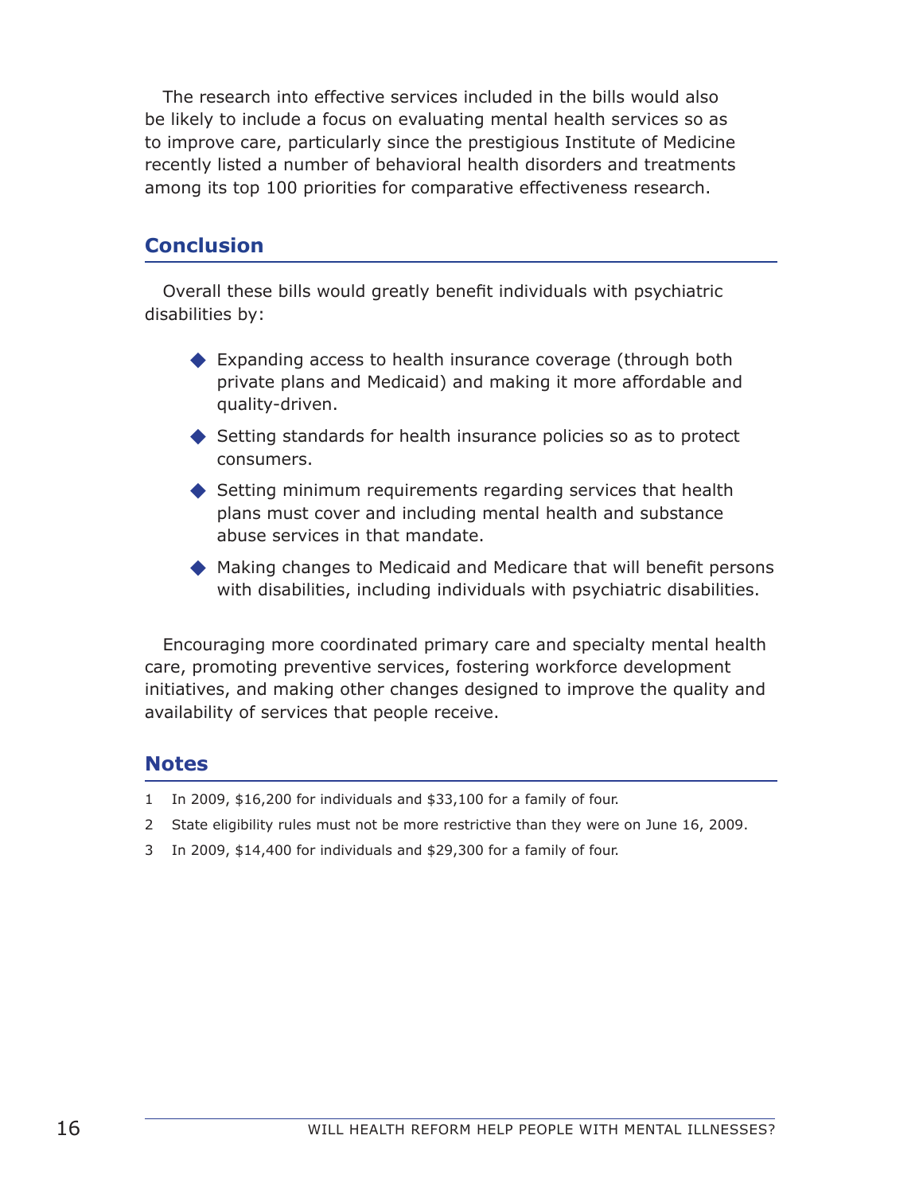The research into effective services included in the bills would also be likely to include a focus on evaluating mental health services so as to improve care, particularly since the prestigious Institute of Medicine recently listed a number of behavioral health disorders and treatments among its top 100 priorities for comparative effectiveness research.

## Conclusion

Overall these bills would greatly benefit individuals with psychiatric disabilities by:

- Expanding access to health insurance coverage (through both private plans and Medicaid) and making it more affordable and quality-driven.
- Setting standards for health insurance policies so as to protect consumers.
- Setting minimum requirements regarding services that health plans must cover and including mental health and substance abuse services in that mandate.
- Making changes to Medicaid and Medicare that will benefit persons with disabilities, including individuals with psychiatric disabilities.

Encouraging more coordinated primary care and specialty mental health care, promoting preventive services, fostering workforce development initiatives, and making other changes designed to improve the quality and availability of services that people receive.

## Notes

1. In 2009, $16,200 for individuals and $33,100 for a family of four.
2. State eligibility rules must not be more restrictive than they were on June 16, 2009.
3. In 2009, $14,400 for individuals and $29,300 for a family of four.